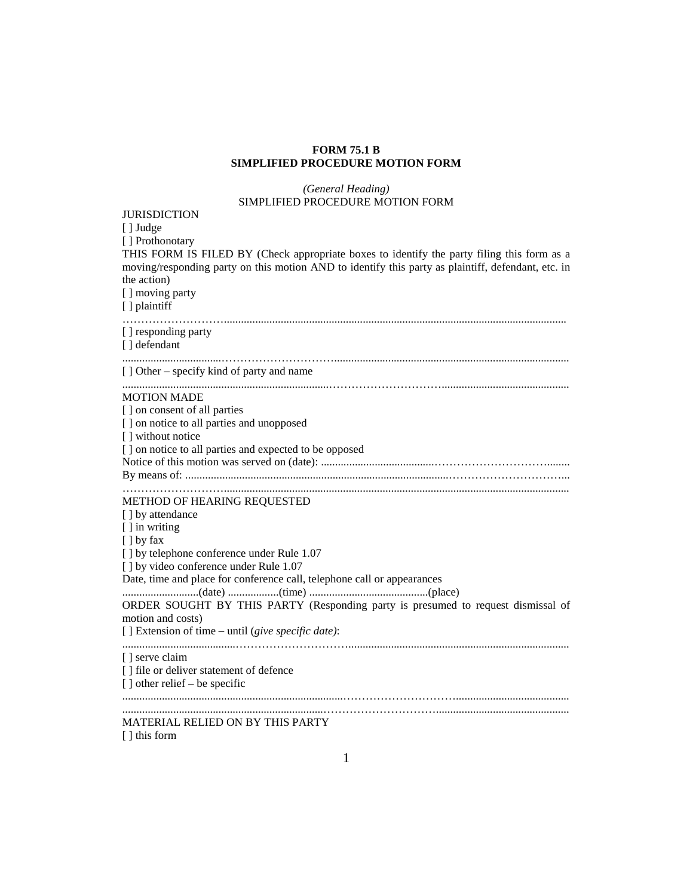**FORM 75.1 B**
**SIMPLIFIED PROCEDURE MOTION FORM**

*(General Heading)*
SIMPLIFIED PROCEDURE MOTION FORM

JURISDICTION
[ ] Judge
[ ] Prothonotary

THIS FORM IS FILED BY (Check appropriate boxes to identify the party filing this form as a moving/responding party on this motion AND to identify this party as plaintiff, defendant, etc. in the action)
[ ] moving party
[ ] plaintiff
……………………...........................................................................................................................
[ ] responding party
[ ] defendant
...................................……………………….................................................................................
[ ] Other – specify kind of party and name
...........................................................................……………………….............................................

MOTION MADE
[ ] on consent of all parties
[ ] on notice to all parties and unopposed
[ ] without notice
[ ] on notice to all parties and expected to be opposed
Notice of this motion was served on (date): ........................................………………………….........
By means of: ...................................................................................................…………………………...
……………………...........................................................................................................................

METHOD OF HEARING REQUESTED
[ ] by attendance
[ ] in writing
[ ] by fax
[ ] by telephone conference under Rule 1.07
[ ] by video conference under Rule 1.07
Date, time and place for conference call, telephone call or appearances
...........................(date) ..................(time) ..........................................(place)

ORDER SOUGHT BY THIS PARTY (Responding party is presumed to request dismissal of motion and costs)
[ ] Extension of time – until (*give specific date)*:
.......................................……………………….............................................................................
[ ] serve claim
[ ] file or deliver statement of defence
[ ] other relief – be specific
...........................................................................……………………….........................................
.....................................................................……………………….................................................

MATERIAL RELIED ON BY THIS PARTY
[ ] this form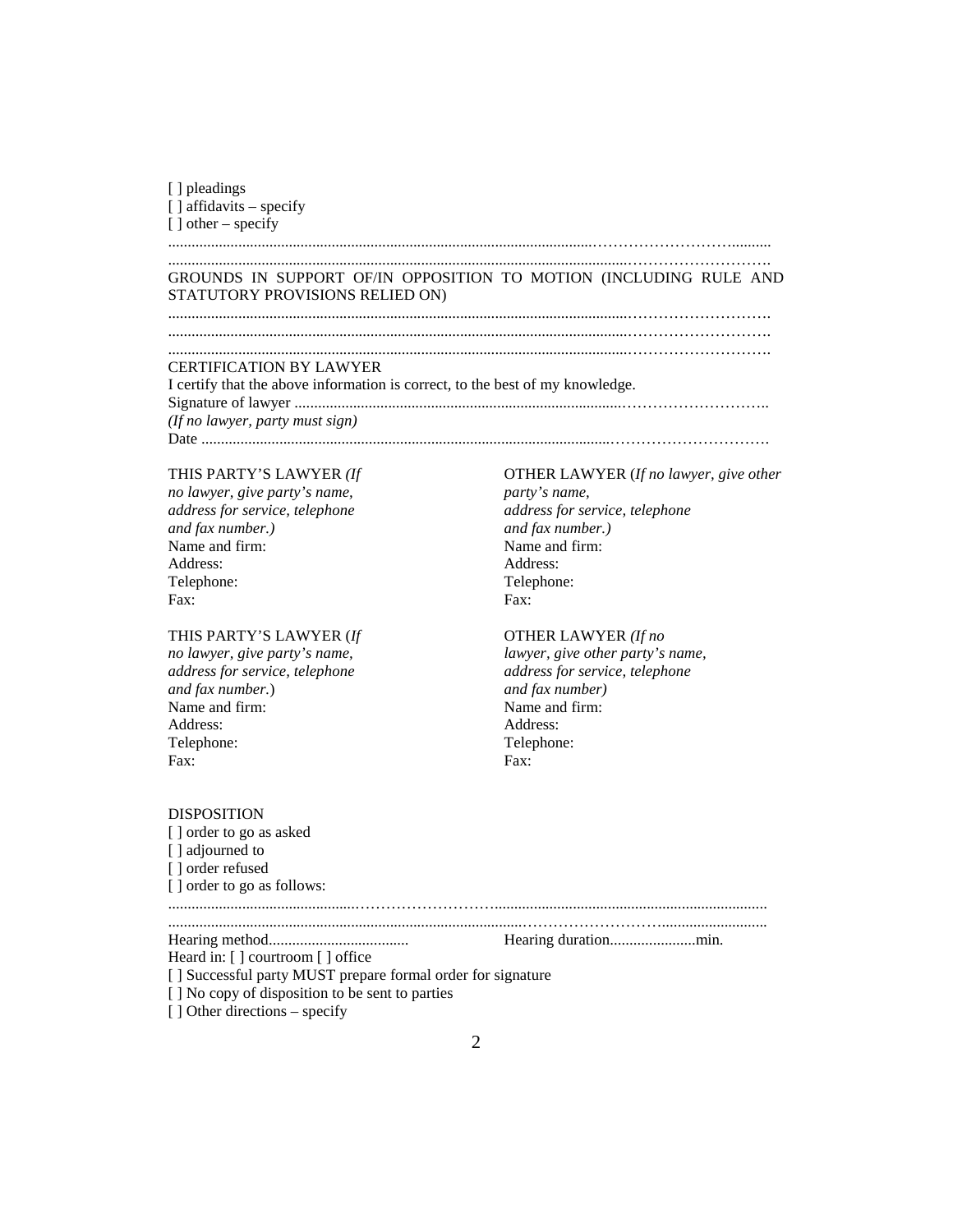[ ] pleadings
[ ] affidavits – specify
[ ] other – specify

..................................................................................................................................................................

..................................................................................................................................................................

GROUNDS IN SUPPORT OF/IN OPPOSITION TO MOTION (INCLUDING RULE AND STATUTORY PROVISIONS RELIED ON)

..................................................................................................................................................................

..................................................................................................................................................................

..................................................................................................................................................................

CERTIFICATION BY LAWYER
I certify that the above information is correct, to the best of my knowledge.
Signature of lawyer ........................................................................................................
*(If no lawyer, party must sign)*
Date ..................................................................................................................................

THIS PARTY'S LAWYER *(If no lawyer, give party's name, address for service, telephone and fax number.)*
Name and firm:
Address:
Telephone:
Fax:

OTHER LAWYER (*If no lawyer, give other party's name, address for service, telephone and fax number.)*
Name and firm:
Address:
Telephone:
Fax:

THIS PARTY'S LAWYER (*If no lawyer, give party's name, address for service, telephone and fax number.*)
Name and firm:
Address:
Telephone:
Fax:

OTHER LAWYER *(If no lawyer, give other party's name, address for service, telephone and fax number)*
Name and firm:
Address:
Telephone:
Fax:

DISPOSITION
[ ] order to go as asked
[ ] adjourned to
[ ] order refused
[ ] order to go as follows:

..................................................................................................................................................................

..................................................................................................................................................................

Hearing method.................................... Hearing duration......................min.
Heard in: [ ] courtroom [ ] office
[ ] Successful party MUST prepare formal order for signature
[ ] No copy of disposition to be sent to parties
[ ] Other directions – specify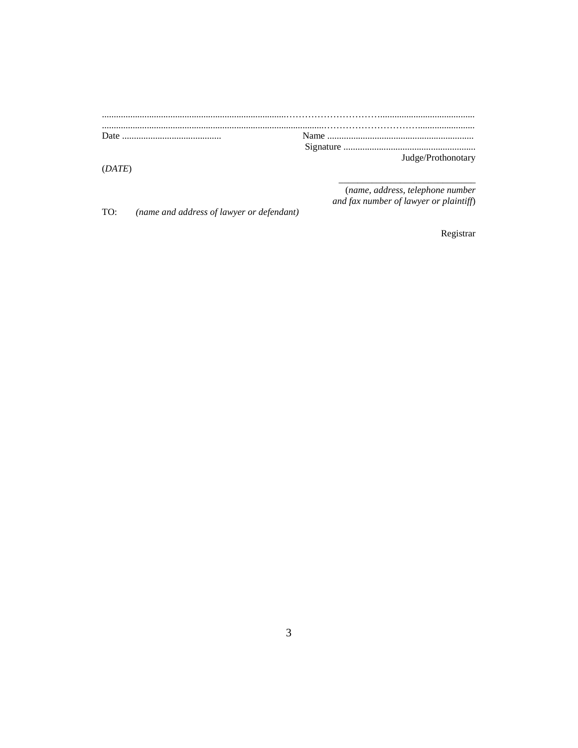......................................................................................................................................................................

......................................................................................................................................................................

Date ..........................................                    Name ..............................................................

Signature ........................................................

Judge/Prothonotary

(*DATE*)

______________________________

(*name, address, telephone number and fax number of lawyer or plaintiff*)

TO: *(name and address of lawyer or defendant)*

Registrar